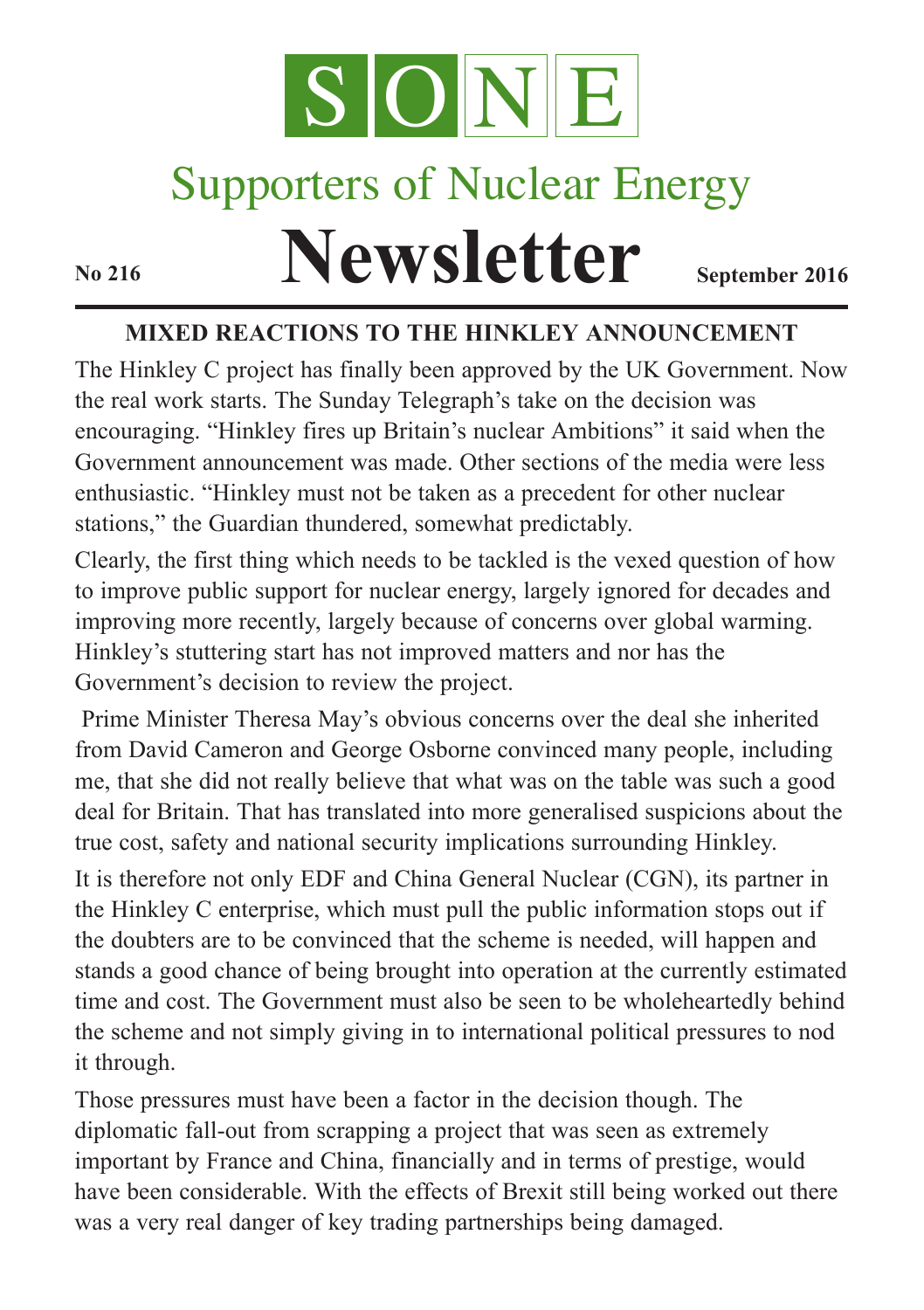# SONE

## Supporters of Nuclear Energy

# Newsletter

**No 216** **September 2016**

### MIXED REACTIONS TO THE HINKLEY ANNOUNCEMENT

The Hinkley C project has finally been approved by the UK Government. Now the real work starts. The Sunday Telegraph's take on the decision was encouraging. "Hinkley fires up Britain's nuclear Ambitions" it said when the Government announcement was made. Other sections of the media were less enthusiastic. "Hinkley must not be taken as a precedent for other nuclear stations," the Guardian thundered, somewhat predictably.

Clearly, the first thing which needs to be tackled is the vexed question of how to improve public support for nuclear energy, largely ignored for decades and improving more recently, largely because of concerns over global warming. Hinkley's stuttering start has not improved matters and nor has the Government's decision to review the project.

Prime Minister Theresa May's obvious concerns over the deal she inherited from David Cameron and George Osborne convinced many people, including me, that she did not really believe that what was on the table was such a good deal for Britain. That has translated into more generalised suspicions about the true cost, safety and national security implications surrounding Hinkley.

It is therefore not only EDF and China General Nuclear (CGN), its partner in the Hinkley C enterprise, which must pull the public information stops out if the doubters are to be convinced that the scheme is needed, will happen and stands a good chance of being brought into operation at the currently estimated time and cost. The Government must also be seen to be wholeheartedly behind the scheme and not simply giving in to international political pressures to nod it through.

Those pressures must have been a factor in the decision though. The diplomatic fall-out from scrapping a project that was seen as extremely important by France and China, financially and in terms of prestige, would have been considerable. With the effects of Brexit still being worked out there was a very real danger of key trading partnerships being damaged.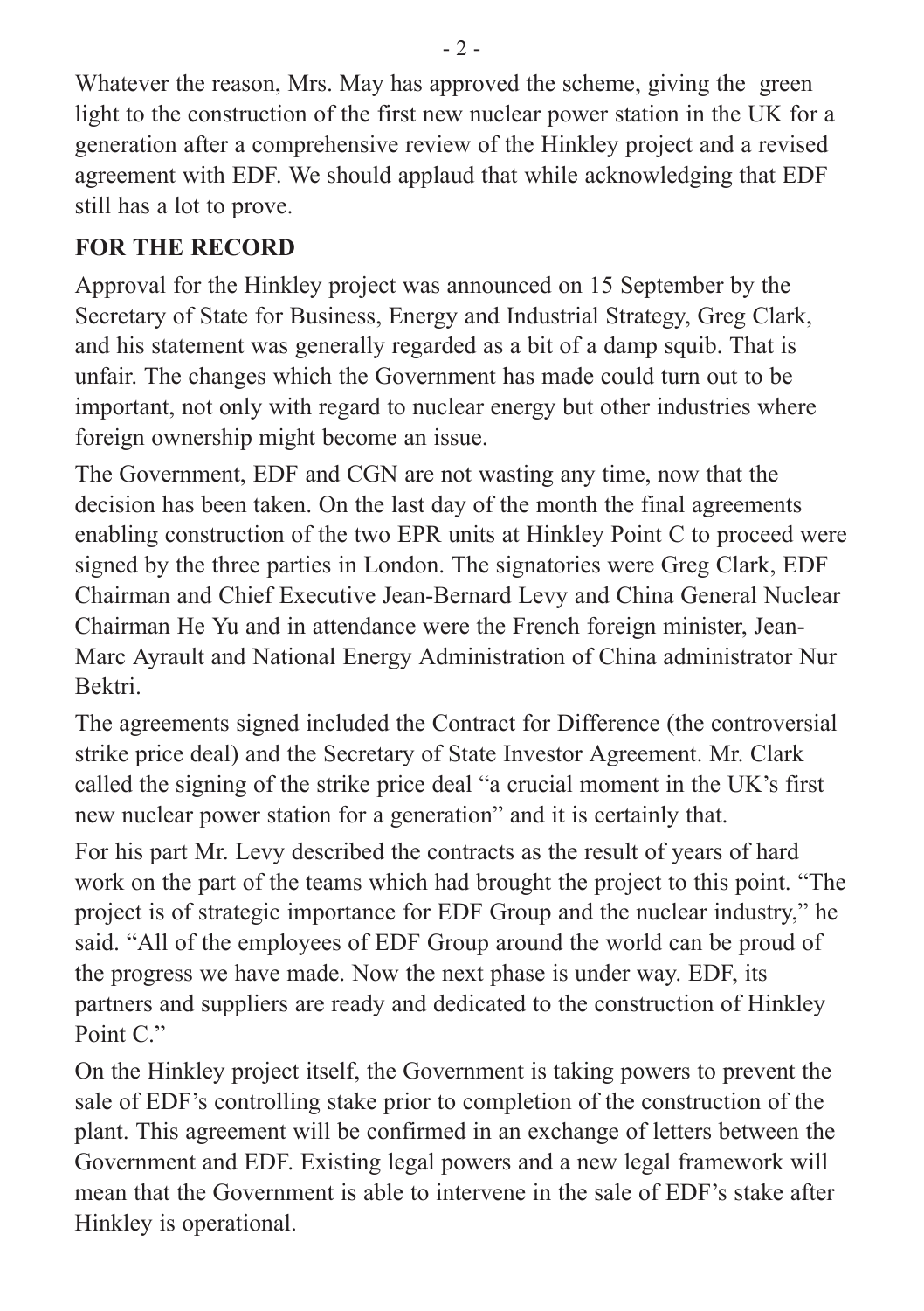Whatever the reason, Mrs. May has approved the scheme, giving the green light to the construction of the first new nuclear power station in the UK for a generation after a comprehensive review of the Hinkley project and a revised agreement with EDF. We should applaud that while acknowledging that EDF still has a lot to prove.

## FOR THE RECORD

Approval for the Hinkley project was announced on 15 September by the Secretary of State for Business, Energy and Industrial Strategy, Greg Clark, and his statement was generally regarded as a bit of a damp squib. That is unfair. The changes which the Government has made could turn out to be important, not only with regard to nuclear energy but other industries where foreign ownership might become an issue.

The Government, EDF and CGN are not wasting any time, now that the decision has been taken. On the last day of the month the final agreements enabling construction of the two EPR units at Hinkley Point C to proceed were signed by the three parties in London. The signatories were Greg Clark, EDF Chairman and Chief Executive Jean-Bernard Levy and China General Nuclear Chairman He Yu and in attendance were the French foreign minister, Jean-Marc Ayrault and National Energy Administration of China administrator Nur Bektri.

The agreements signed included the Contract for Difference (the controversial strike price deal) and the Secretary of State Investor Agreement. Mr. Clark called the signing of the strike price deal "a crucial moment in the UK's first new nuclear power station for a generation" and it is certainly that.

For his part Mr. Levy described the contracts as the result of years of hard work on the part of the teams which had brought the project to this point. "The project is of strategic importance for EDF Group and the nuclear industry," he said. "All of the employees of EDF Group around the world can be proud of the progress we have made. Now the next phase is under way. EDF, its partners and suppliers are ready and dedicated to the construction of Hinkley Point C."

On the Hinkley project itself, the Government is taking powers to prevent the sale of EDF's controlling stake prior to completion of the construction of the plant. This agreement will be confirmed in an exchange of letters between the Government and EDF. Existing legal powers and a new legal framework will mean that the Government is able to intervene in the sale of EDF's stake after Hinkley is operational.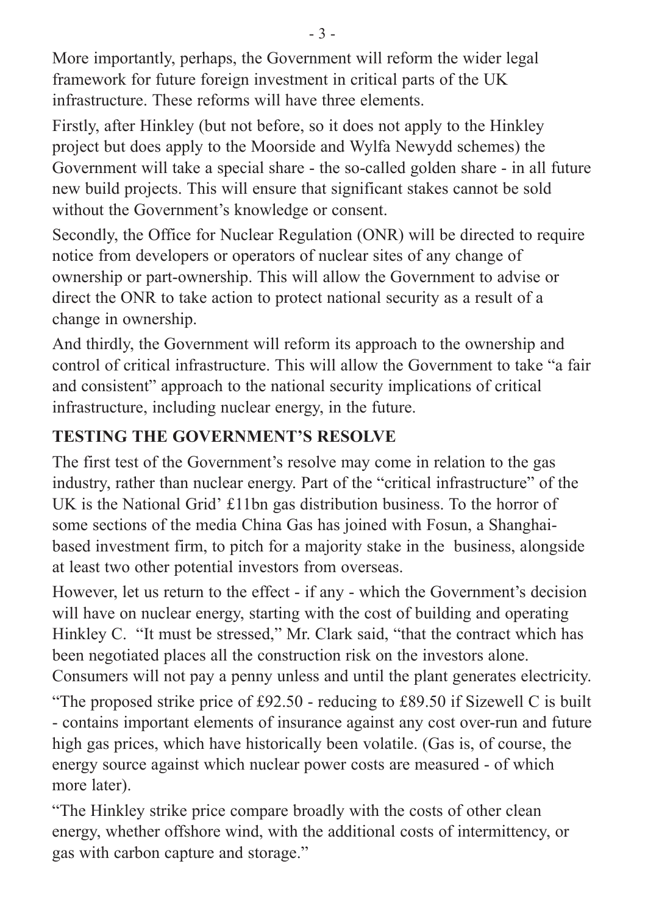More importantly, perhaps, the Government will reform the wider legal framework for future foreign investment in critical parts of the UK infrastructure. These reforms will have three elements.

Firstly, after Hinkley (but not before, so it does not apply to the Hinkley project but does apply to the Moorside and Wylfa Newydd schemes) the Government will take a special share - the so-called golden share - in all future new build projects. This will ensure that significant stakes cannot be sold without the Government's knowledge or consent.

Secondly, the Office for Nuclear Regulation (ONR) will be directed to require notice from developers or operators of nuclear sites of any change of ownership or part-ownership. This will allow the Government to advise or direct the ONR to take action to protect national security as a result of a change in ownership.

And thirdly, the Government will reform its approach to the ownership and control of critical infrastructure. This will allow the Government to take "a fair and consistent" approach to the national security implications of critical infrastructure, including nuclear energy, in the future.

## TESTING THE GOVERNMENT'S RESOLVE

The first test of the Government's resolve may come in relation to the gas industry, rather than nuclear energy. Part of the "critical infrastructure" of the UK is the National Grid' £11bn gas distribution business. To the horror of some sections of the media China Gas has joined with Fosun, a Shanghai-based investment firm, to pitch for a majority stake in the business, alongside at least two other potential investors from overseas.

However, let us return to the effect - if any - which the Government's decision will have on nuclear energy, starting with the cost of building and operating Hinkley C. "It must be stressed," Mr. Clark said, "that the contract which has been negotiated places all the construction risk on the investors alone. Consumers will not pay a penny unless and until the plant generates electricity.

"The proposed strike price of £92.50 - reducing to £89.50 if Sizewell C is built - contains important elements of insurance against any cost over-run and future high gas prices, which have historically been volatile. (Gas is, of course, the energy source against which nuclear power costs are measured - of which more later).

"The Hinkley strike price compare broadly with the costs of other clean energy, whether offshore wind, with the additional costs of intermittency, or gas with carbon capture and storage."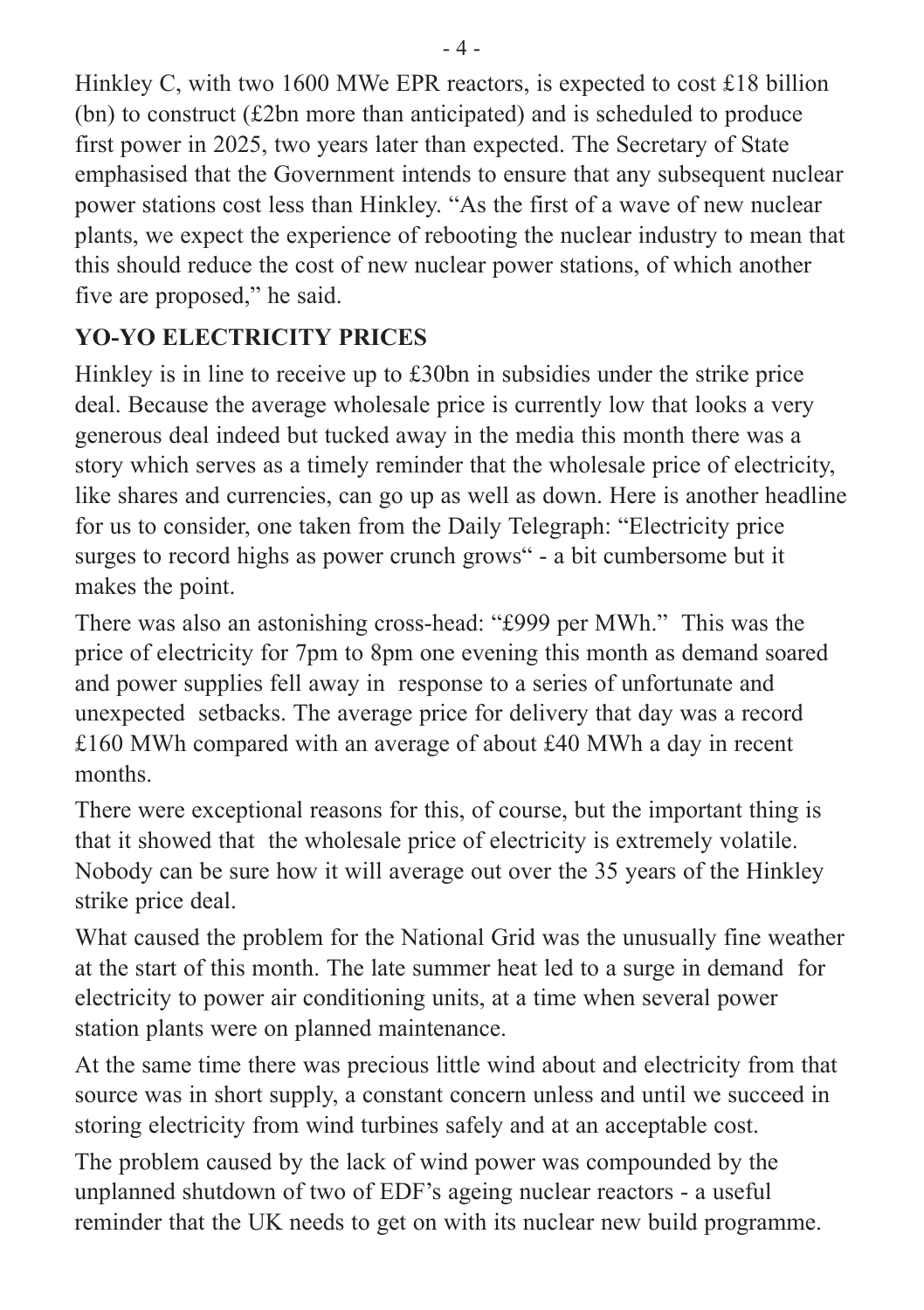Hinkley C, with two 1600 MWe EPR reactors, is expected to cost £18 billion (bn) to construct (£2bn more than anticipated) and is scheduled to produce first power in 2025, two years later than expected. The Secretary of State emphasised that the Government intends to ensure that any subsequent nuclear power stations cost less than Hinkley. "As the first of a wave of new nuclear plants, we expect the experience of rebooting the nuclear industry to mean that this should reduce the cost of new nuclear power stations, of which another five are proposed," he said.

## YO-YO ELECTRICITY PRICES

Hinkley is in line to receive up to £30bn in subsidies under the strike price deal. Because the average wholesale price is currently low that looks a very generous deal indeed but tucked away in the media this month there was a story which serves as a timely reminder that the wholesale price of electricity, like shares and currencies, can go up as well as down. Here is another headline for us to consider, one taken from the Daily Telegraph: "Electricity price surges to record highs as power crunch grows" - a bit cumbersome but it makes the point.

There was also an astonishing cross-head: "£999 per MWh." This was the price of electricity for 7pm to 8pm one evening this month as demand soared and power supplies fell away in response to a series of unfortunate and unexpected setbacks. The average price for delivery that day was a record £160 MWh compared with an average of about £40 MWh a day in recent months.

There were exceptional reasons for this, of course, but the important thing is that it showed that the wholesale price of electricity is extremely volatile. Nobody can be sure how it will average out over the 35 years of the Hinkley strike price deal.

What caused the problem for the National Grid was the unusually fine weather at the start of this month. The late summer heat led to a surge in demand for electricity to power air conditioning units, at a time when several power station plants were on planned maintenance.

At the same time there was precious little wind about and electricity from that source was in short supply, a constant concern unless and until we succeed in storing electricity from wind turbines safely and at an acceptable cost.

The problem caused by the lack of wind power was compounded by the unplanned shutdown of two of EDF's ageing nuclear reactors - a useful reminder that the UK needs to get on with its nuclear new build programme.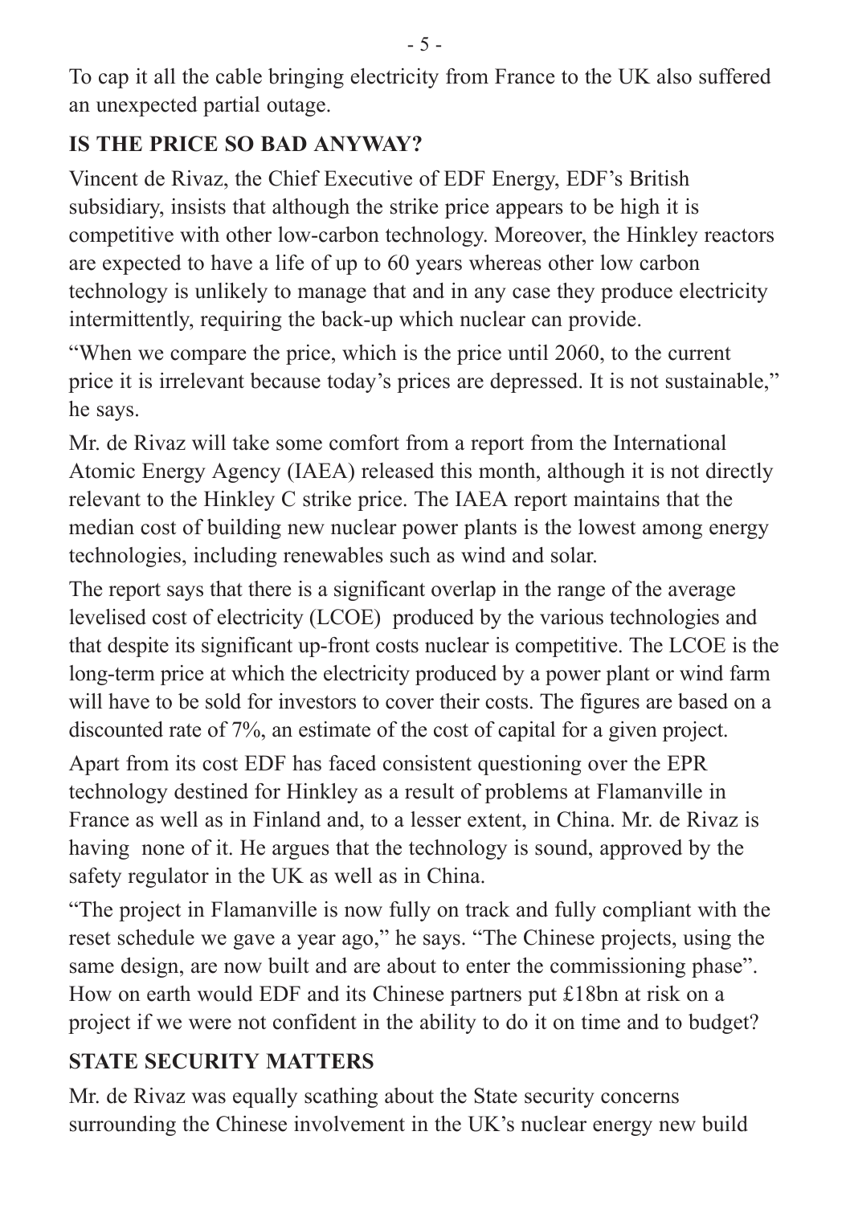To cap it all the cable bringing electricity from France to the UK also suffered an unexpected partial outage.

## IS THE PRICE SO BAD ANYWAY?

Vincent de Rivaz, the Chief Executive of EDF Energy, EDF's British subsidiary, insists that although the strike price appears to be high it is competitive with other low-carbon technology. Moreover, the Hinkley reactors are expected to have a life of up to 60 years whereas other low carbon technology is unlikely to manage that and in any case they produce electricity intermittently, requiring the back-up which nuclear can provide.

"When we compare the price, which is the price until 2060, to the current price it is irrelevant because today's prices are depressed. It is not sustainable," he says.

Mr. de Rivaz will take some comfort from a report from the International Atomic Energy Agency (IAEA) released this month, although it is not directly relevant to the Hinkley C strike price. The IAEA report maintains that the median cost of building new nuclear power plants is the lowest among energy technologies, including renewables such as wind and solar.

The report says that there is a significant overlap in the range of the average levelised cost of electricity (LCOE) produced by the various technologies and that despite its significant up-front costs nuclear is competitive. The LCOE is the long-term price at which the electricity produced by a power plant or wind farm will have to be sold for investors to cover their costs. The figures are based on a discounted rate of 7%, an estimate of the cost of capital for a given project.

Apart from its cost EDF has faced consistent questioning over the EPR technology destined for Hinkley as a result of problems at Flamanville in France as well as in Finland and, to a lesser extent, in China. Mr. de Rivaz is having none of it. He argues that the technology is sound, approved by the safety regulator in the UK as well as in China.

"The project in Flamanville is now fully on track and fully compliant with the reset schedule we gave a year ago," he says. "The Chinese projects, using the same design, are now built and are about to enter the commissioning phase". How on earth would EDF and its Chinese partners put £18bn at risk on a project if we were not confident in the ability to do it on time and to budget?

## STATE SECURITY MATTERS

Mr. de Rivaz was equally scathing about the State security concerns surrounding the Chinese involvement in the UK's nuclear energy new build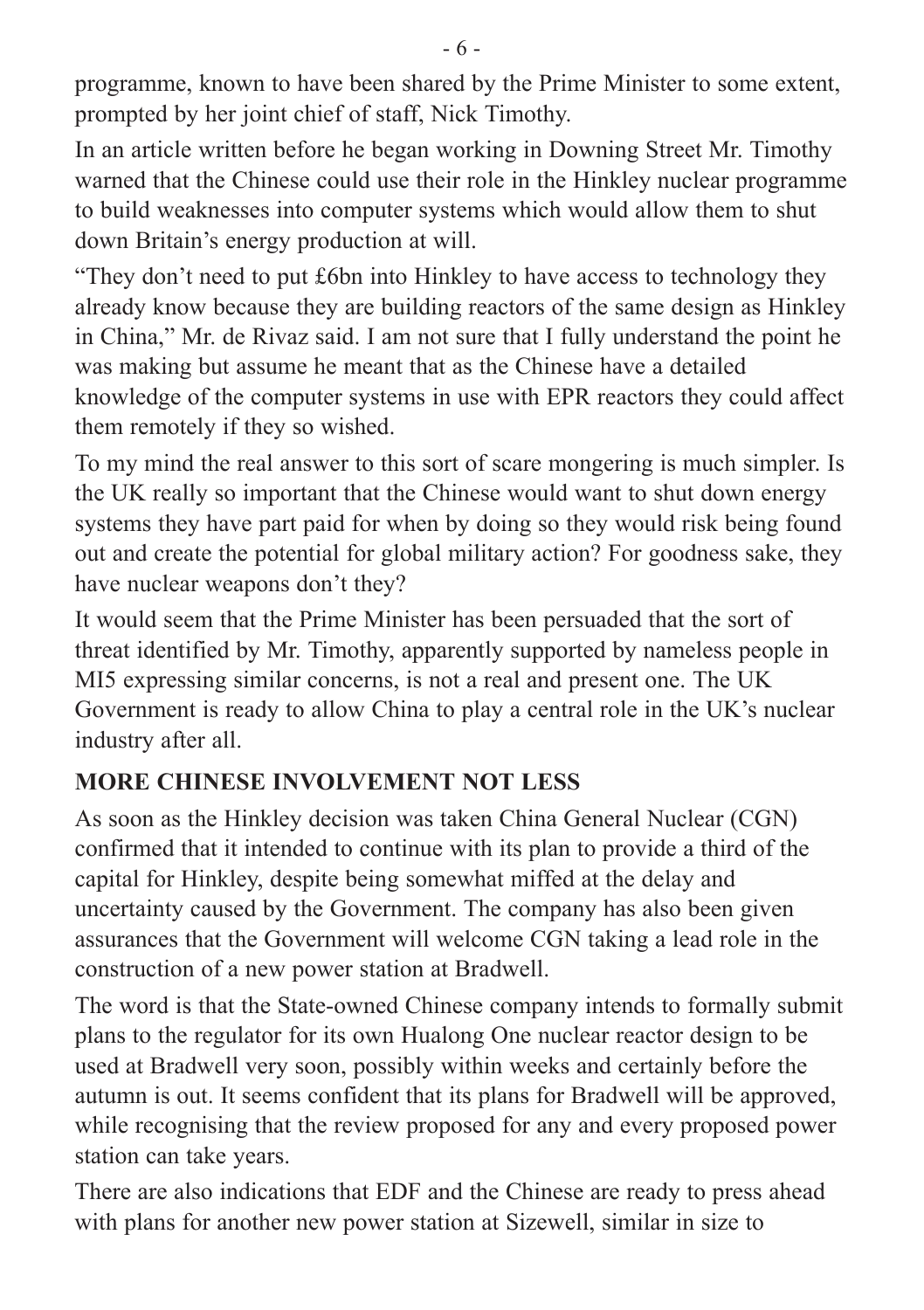programme, known to have been shared by the Prime Minister to some extent, prompted by her joint chief of staff, Nick Timothy.

In an article written before he began working in Downing Street Mr. Timothy warned that the Chinese could use their role in the Hinkley nuclear programme to build weaknesses into computer systems which would allow them to shut down Britain's energy production at will.

"They don't need to put £6bn into Hinkley to have access to technology they already know because they are building reactors of the same design as Hinkley in China," Mr. de Rivaz said. I am not sure that I fully understand the point he was making but assume he meant that as the Chinese have a detailed knowledge of the computer systems in use with EPR reactors they could affect them remotely if they so wished.

To my mind the real answer to this sort of scare mongering is much simpler. Is the UK really so important that the Chinese would want to shut down energy systems they have part paid for when by doing so they would risk being found out and create the potential for global military action? For goodness sake, they have nuclear weapons don't they?

It would seem that the Prime Minister has been persuaded that the sort of threat identified by Mr. Timothy, apparently supported by nameless people in MI5 expressing similar concerns, is not a real and present one. The UK Government is ready to allow China to play a central role in the UK's nuclear industry after all.

## MORE CHINESE INVOLVEMENT NOT LESS

As soon as the Hinkley decision was taken China General Nuclear (CGN) confirmed that it intended to continue with its plan to provide a third of the capital for Hinkley, despite being somewhat miffed at the delay and uncertainty caused by the Government. The company has also been given assurances that the Government will welcome CGN taking a lead role in the construction of a new power station at Bradwell.

The word is that the State-owned Chinese company intends to formally submit plans to the regulator for its own Hualong One nuclear reactor design to be used at Bradwell very soon, possibly within weeks and certainly before the autumn is out. It seems confident that its plans for Bradwell will be approved, while recognising that the review proposed for any and every proposed power station can take years.

There are also indications that EDF and the Chinese are ready to press ahead with plans for another new power station at Sizewell, similar in size to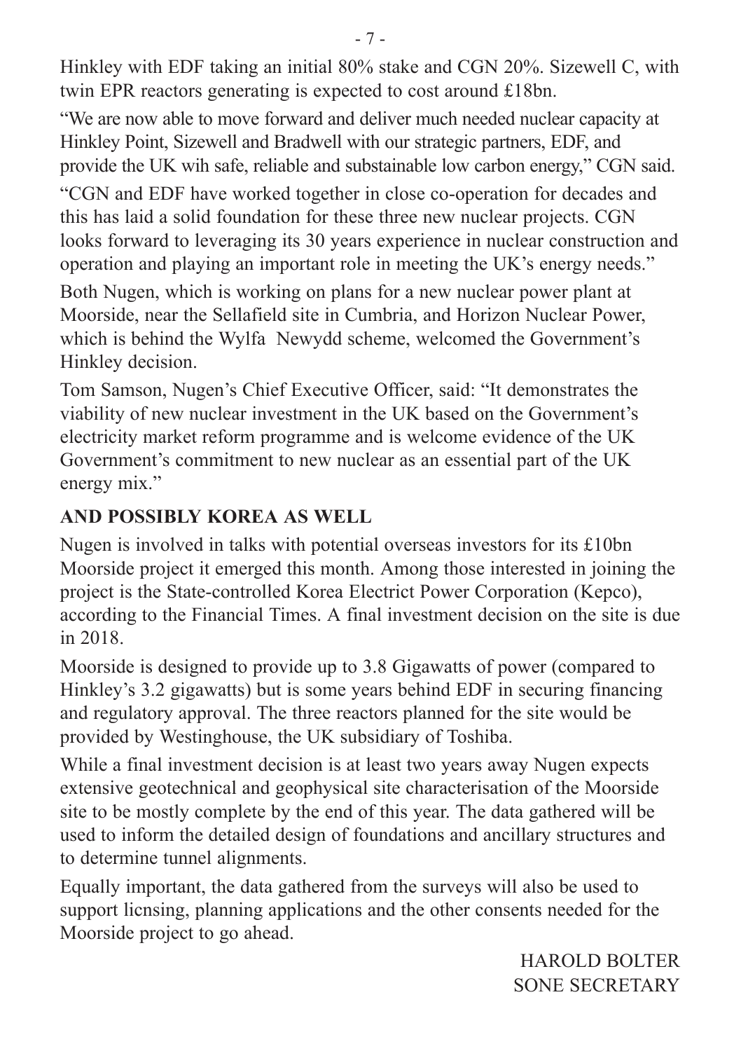Hinkley with EDF taking an initial 80% stake and CGN 20%. Sizewell C, with twin EPR reactors generating is expected to cost around £18bn.

“We are now able to move forward and deliver much needed nuclear capacity at Hinkley Point, Sizewell and Bradwell with our strategic partners, EDF, and provide the UK wih safe, reliable and substainable low carbon energy,” CGN said.

“CGN and EDF have worked together in close co-operation for decades and this has laid a solid foundation for these three new nuclear projects. CGN looks forward to leveraging its 30 years experience in nuclear construction and operation and playing an important role in meeting the UK’s energy needs.”

Both Nugen, which is working on plans for a new nuclear power plant at Moorside, near the Sellafield site in Cumbria, and Horizon Nuclear Power, which is behind the Wylfa Newydd scheme, welcomed the Government’s Hinkley decision.

Tom Samson, Nugen’s Chief Executive Officer, said: “It demonstrates the viability of new nuclear investment in the UK based on the Government’s electricity market reform programme and is welcome evidence of the UK Government’s commitment to new nuclear as an essential part of the UK energy mix.”

## AND POSSIBLY KOREA AS WELL

Nugen is involved in talks with potential overseas investors for its £10bn Moorside project it emerged this month. Among those interested in joining the project is the State-controlled Korea Electrict Power Corporation (Kepco), according to the Financial Times. A final investment decision on the site is due in 2018.

Moorside is designed to provide up to 3.8 Gigawatts of power (compared to Hinkley’s 3.2 gigawatts) but is some years behind EDF in securing financing and regulatory approval. The three reactors planned for the site would be provided by Westinghouse, the UK subsidiary of Toshiba.

While a final investment decision is at least two years away Nugen expects extensive geotechnical and geophysical site characterisation of the Moorside site to be mostly complete by the end of this year. The data gathered will be used to inform the detailed design of foundations and ancillary structures and to determine tunnel alignments.

Equally important, the data gathered from the surveys will also be used to support licnsing, planning applications and the other consents needed for the Moorside project to go ahead.

HAROLD BOLTER
SONE SECRETARY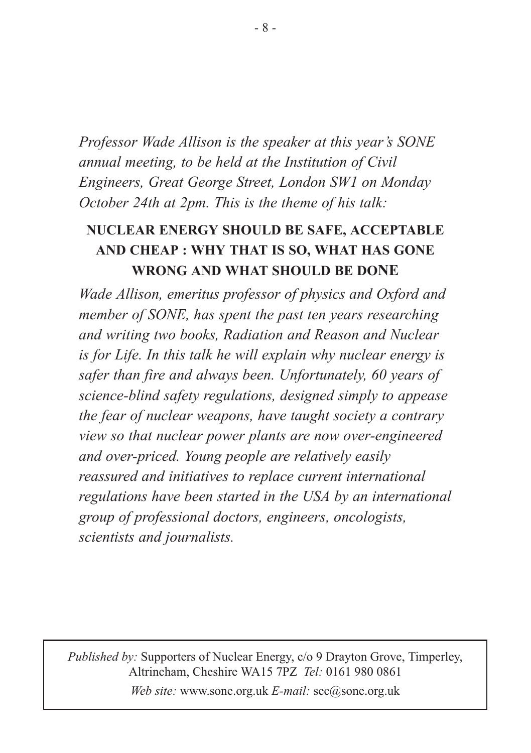*Professor Wade Allison is the speaker at this year's SONE annual meeting, to be held at the Institution of Civil Engineers, Great George Street, London SW1 on Monday October 24th at 2pm. This is the theme of his talk:*

**NUCLEAR ENERGY SHOULD BE SAFE, ACCEPTABLE AND CHEAP : WHY THAT IS SO, WHAT HAS GONE WRONG AND WHAT SHOULD BE DONE**

*Wade Allison, emeritus professor of physics and Oxford and member of SONE, has spent the past ten years researching and writing two books, Radiation and Reason and Nuclear is for Life. In this talk he will explain why nuclear energy is safer than fire and always been. Unfortunately, 60 years of science-blind safety regulations, designed simply to appease the fear of nuclear weapons, have taught society a contrary view so that nuclear power plants are now over-engineered and over-priced. Young people are relatively easily reassured and initiatives to replace current international regulations have been started in the USA by an international group of professional doctors, engineers, oncologists, scientists and journalists.*

*Published by:* Supporters of Nuclear Energy, c/o 9 Drayton Grove, Timperley, Altrincham, Cheshire WA15 7PZ *Tel:* 0161 980 0861
*Web site:* www.sone.org.uk *E-mail:* sec@sone.org.uk